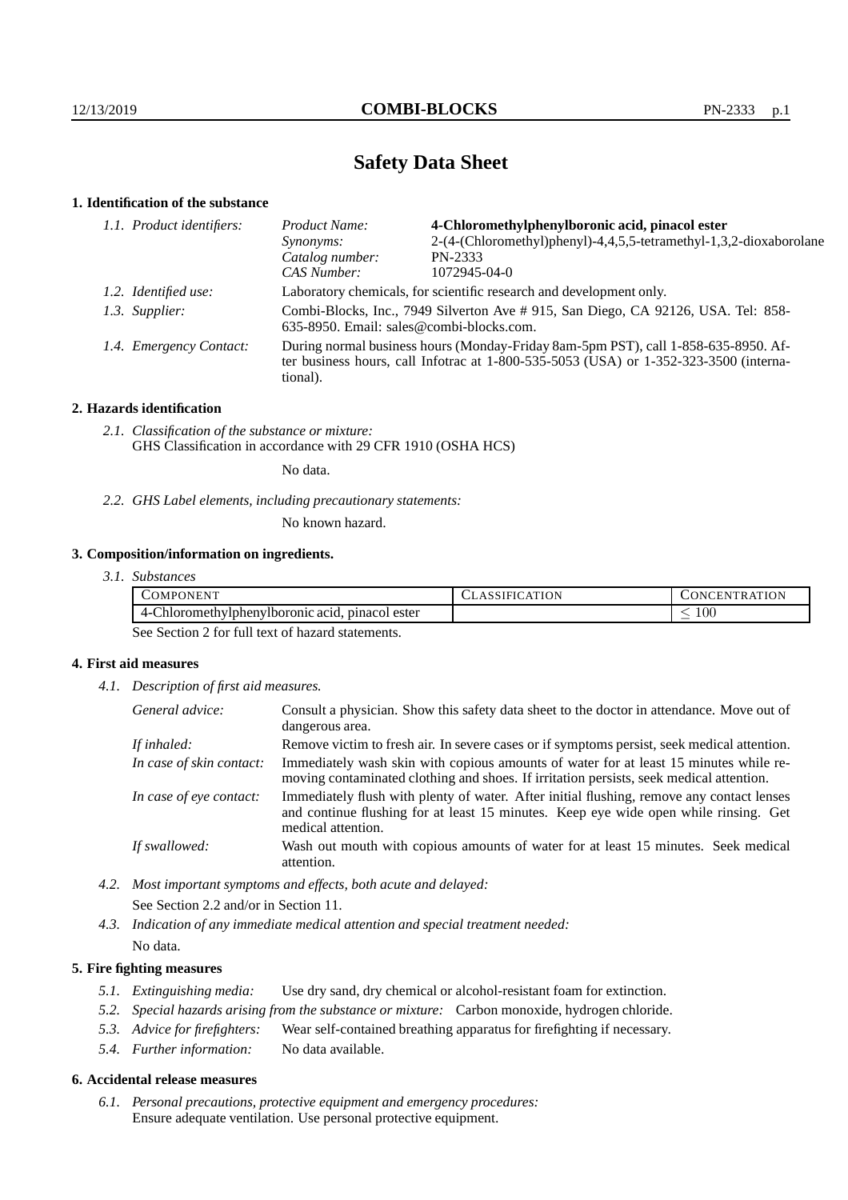# Safety Data Sheet

## 1. Identification of the substance

*1.1. Product identifiers:*

| | |
|---|---|
| *Product Name:* | **4-Chloromethylphenylboronic acid, pinacol ester** |
| *Synonyms:* | 2-(4-(Chloromethyl)phenyl)-4,4,5,5-tetramethyl-1,3,2-dioxaborolane |
| *Catalog number:* | PN-2333 |
| *CAS Number:* | 1072945-04-0 |

*1.2. Identified use:* Laboratory chemicals, for scientific research and development only.

*1.3. Supplier:* Combi-Blocks, Inc., 7949 Silverton Ave # 915, San Diego, CA 92126, USA. Tel: 858-635-8950. Email: sales@combi-blocks.com.

*1.4. Emergency Contact:* During normal business hours (Monday-Friday 8am-5pm PST), call 1-858-635-8950. After business hours, call Infotrac at 1-800-535-5053 (USA) or 1-352-323-3500 (international).

## 2. Hazards identification

*2.1. Classification of the substance or mixture:*
GHS Classification in accordance with 29 CFR 1910 (OSHA HCS)

No data.

*2.2. GHS Label elements, including precautionary statements:*

No known hazard.

## 3. Composition/information on ingredients.

*3.1. Substances*

| COMPONENT | CLASSIFICATION | CONCENTRATION |
|---|---|---|
| 4-Chloromethylphenylboronic acid, pinacol ester | | $\leq 100$ |

See Section 2 for full text of hazard statements.

## 4. First aid measures

*4.1. Description of first aid measures.*

*General advice:* Consult a physician. Show this safety data sheet to the doctor in attendance. Move out of dangerous area.

*If inhaled:* Remove victim to fresh air. In severe cases or if symptoms persist, seek medical attention.

*In case of skin contact:* Immediately wash skin with copious amounts of water for at least 15 minutes while removing contaminated clothing and shoes. If irritation persists, seek medical attention.

*In case of eye contact:* Immediately flush with plenty of water. After initial flushing, remove any contact lenses and continue flushing for at least 15 minutes. Keep eye wide open while rinsing. Get medical attention.

*If swallowed:* Wash out mouth with copious amounts of water for at least 15 minutes. Seek medical attention.

*4.2. Most important symptoms and effects, both acute and delayed:*

See Section 2.2 and/or in Section 11.

*4.3. Indication of any immediate medical attention and special treatment needed:*

No data.

## 5. Fire fighting measures

*5.1. Extinguishing media:* Use dry sand, dry chemical or alcohol-resistant foam for extinction.

*5.2. Special hazards arising from the substance or mixture:* Carbon monoxide, hydrogen chloride.

*5.3. Advice for firefighters:* Wear self-contained breathing apparatus for firefighting if necessary.

*5.4. Further information:* No data available.

## 6. Accidental release measures

*6.1. Personal precautions, protective equipment and emergency procedures:*
Ensure adequate ventilation. Use personal protective equipment.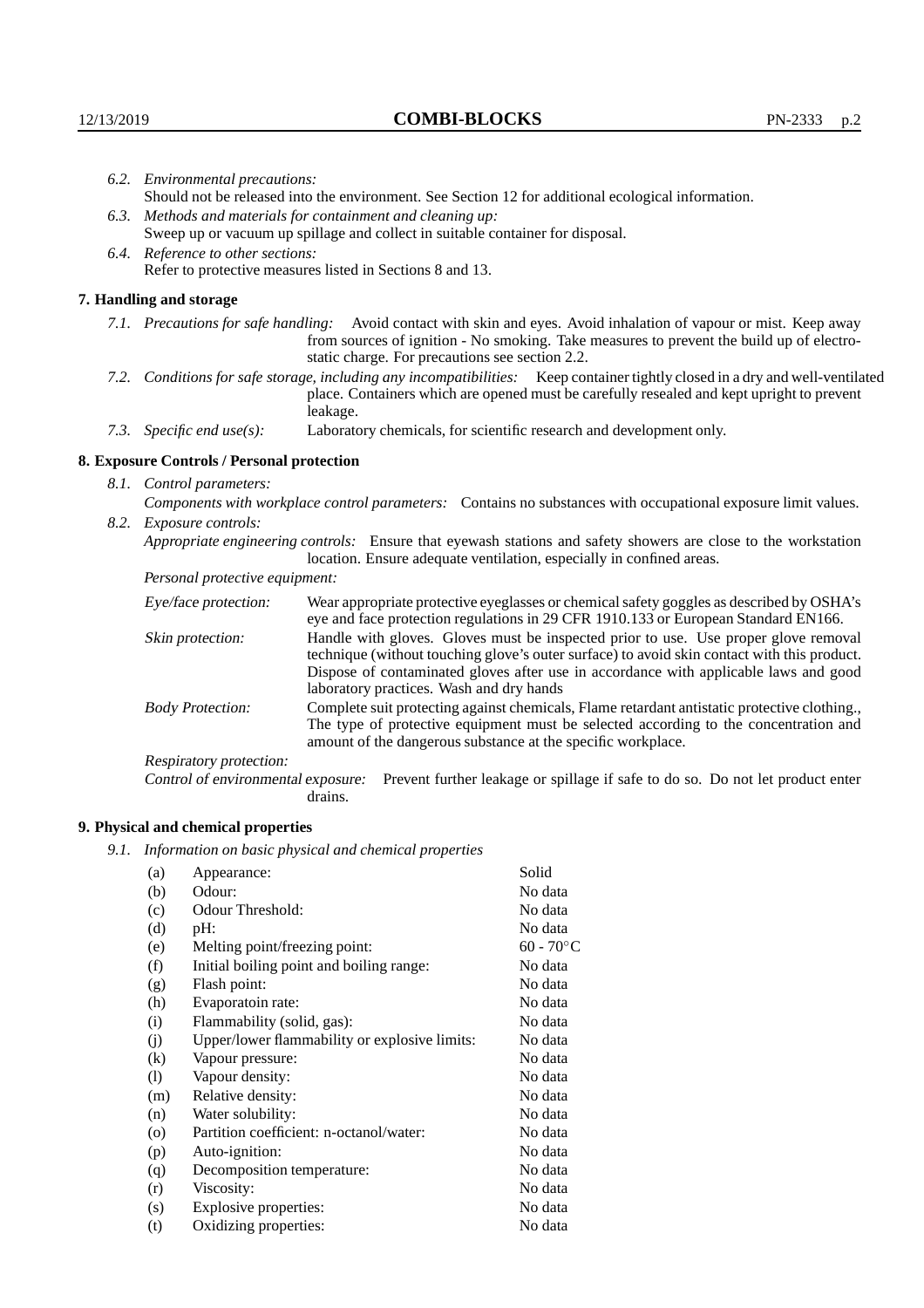*6.2. Environmental precautions:*
Should not be released into the environment. See Section 12 for additional ecological information.

*6.3. Methods and materials for containment and cleaning up:*
Sweep up or vacuum up spillage and collect in suitable container for disposal.

*6.4. Reference to other sections:*
Refer to protective measures listed in Sections 8 and 13.

## 7. Handling and storage

*7.1. Precautions for safe handling:* Avoid contact with skin and eyes. Avoid inhalation of vapour or mist. Keep away from sources of ignition - No smoking. Take measures to prevent the build up of electrostatic charge. For precautions see section 2.2.

*7.2. Conditions for safe storage, including any incompatibilities:* Keep container tightly closed in a dry and well-ventilated place. Containers which are opened must be carefully resealed and kept upright to prevent leakage.

*7.3. Specific end use(s):* Laboratory chemicals, for scientific research and development only.

## 8. Exposure Controls / Personal protection

*8.1. Control parameters:*
*Components with workplace control parameters:* Contains no substances with occupational exposure limit values.

*8.2. Exposure controls:*
*Appropriate engineering controls:* Ensure that eyewash stations and safety showers are close to the workstation location. Ensure adequate ventilation, especially in confined areas.

*Personal protective equipment:*

*Eye/face protection:* Wear appropriate protective eyeglasses or chemical safety goggles as described by OSHA's eye and face protection regulations in 29 CFR 1910.133 or European Standard EN166.

*Skin protection:* Handle with gloves. Gloves must be inspected prior to use. Use proper glove removal technique (without touching glove's outer surface) to avoid skin contact with this product. Dispose of contaminated gloves after use in accordance with applicable laws and good laboratory practices. Wash and dry hands

*Body Protection:* Complete suit protecting against chemicals, Flame retardant antistatic protective clothing., The type of protective equipment must be selected according to the concentration and amount of the dangerous substance at the specific workplace.

*Respiratory protection:*

*Control of environmental exposure:* Prevent further leakage or spillage if safe to do so. Do not let product enter drains.

## 9. Physical and chemical properties

*9.1. Information on basic physical and chemical properties*

| | | |
|---|---|---|
| (a) | Appearance: | Solid |
| (b) | Odour: | No data |
| (c) | Odour Threshold: | No data |
| (d) | pH: | No data |
| (e) | Melting point/freezing point: | 60 - 70°C |
| (f) | Initial boiling point and boiling range: | No data |
| (g) | Flash point: | No data |
| (h) | Evaporatoin rate: | No data |
| (i) | Flammability (solid, gas): | No data |
| (j) | Upper/lower flammability or explosive limits: | No data |
| (k) | Vapour pressure: | No data |
| (l) | Vapour density: | No data |
| (m) | Relative density: | No data |
| (n) | Water solubility: | No data |
| (o) | Partition coefficient: n-octanol/water: | No data |
| (p) | Auto-ignition: | No data |
| (q) | Decomposition temperature: | No data |
| (r) | Viscosity: | No data |
| (s) | Explosive properties: | No data |
| (t) | Oxidizing properties: | No data |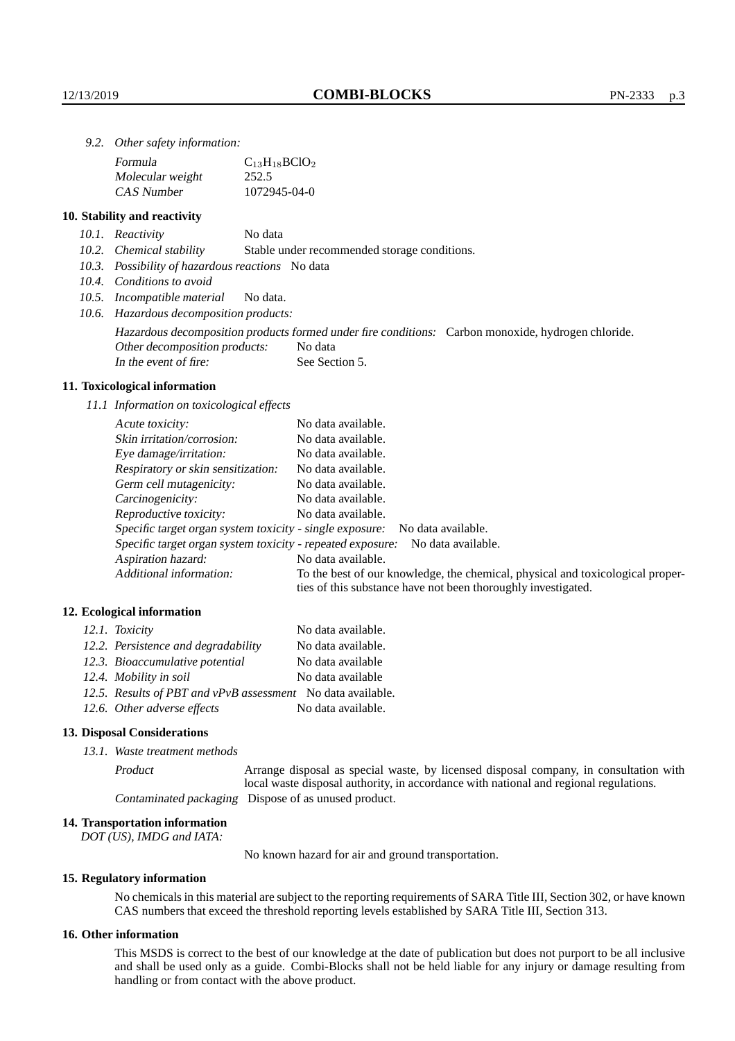*9.2. Other safety information:*

| | |
|---|---|
| *Formula* | $C_{13}H_{18}BClO_2$ |
| *Molecular weight* | 252.5 |
| *CAS Number* | 1072945-04-0 |

## 10. Stability and reactivity

*10.1. Reactivity* No data

*10.2. Chemical stability* Stable under recommended storage conditions.

*10.3. Possibility of hazardous reactions* No data

*10.4. Conditions to avoid*

*10.5. Incompatible material* No data.

*10.6. Hazardous decomposition products:*

*Hazardous decomposition products formed under fire conditions:* Carbon monoxide, hydrogen chloride.

| | |
|---|---|
| *Other decomposition products:* | No data |
| *In the event of fire:* | See Section 5. |

## 11. Toxicological information

*11.1 Information on toxicological effects*

| | |
|---|---|
| *Acute toxicity:* | No data available. |
| *Skin irritation/corrosion:* | No data available. |
| *Eye damage/irritation:* | No data available. |
| *Respiratory or skin sensitization:* | No data available. |
| *Germ cell mutagenicity:* | No data available. |
| *Carcinogenicity:* | No data available. |
| *Reproductive toxicity:* | No data available. |
| *Specific target organ system toxicity - single exposure:* | No data available. |
| *Specific target organ system toxicity - repeated exposure:* | No data available. |
| *Aspiration hazard:* | No data available. |
| *Additional information:* | To the best of our knowledge, the chemical, physical and toxicological properties of this substance have not been thoroughly investigated. |

## 12. Ecological information

| | |
|---|---|
| *12.1. Toxicity* | No data available. |
| *12.2. Persistence and degradability* | No data available. |
| *12.3. Bioaccumulative potential* | No data available |
| *12.4. Mobility in soil* | No data available |
| *12.5. Results of PBT and vPvB assessment* | No data available. |
| *12.6. Other adverse effects* | No data available. |

## 13. Disposal Considerations

*13.1. Waste treatment methods*

| | |
|---|---|
| *Product* | Arrange disposal as special waste, by licensed disposal company, in consultation with local waste disposal authority, in accordance with national and regional regulations. |
| *Contaminated packaging* | Dispose of as unused product. |

## 14. Transportation information

*DOT (US), IMDG and IATA:*

No known hazard for air and ground transportation.

## 15. Regulatory information

No chemicals in this material are subject to the reporting requirements of SARA Title III, Section 302, or have known CAS numbers that exceed the threshold reporting levels established by SARA Title III, Section 313.

## 16. Other information

This MSDS is correct to the best of our knowledge at the date of publication but does not purport to be all inclusive and shall be used only as a guide. Combi-Blocks shall not be held liable for any injury or damage resulting from handling or from contact with the above product.